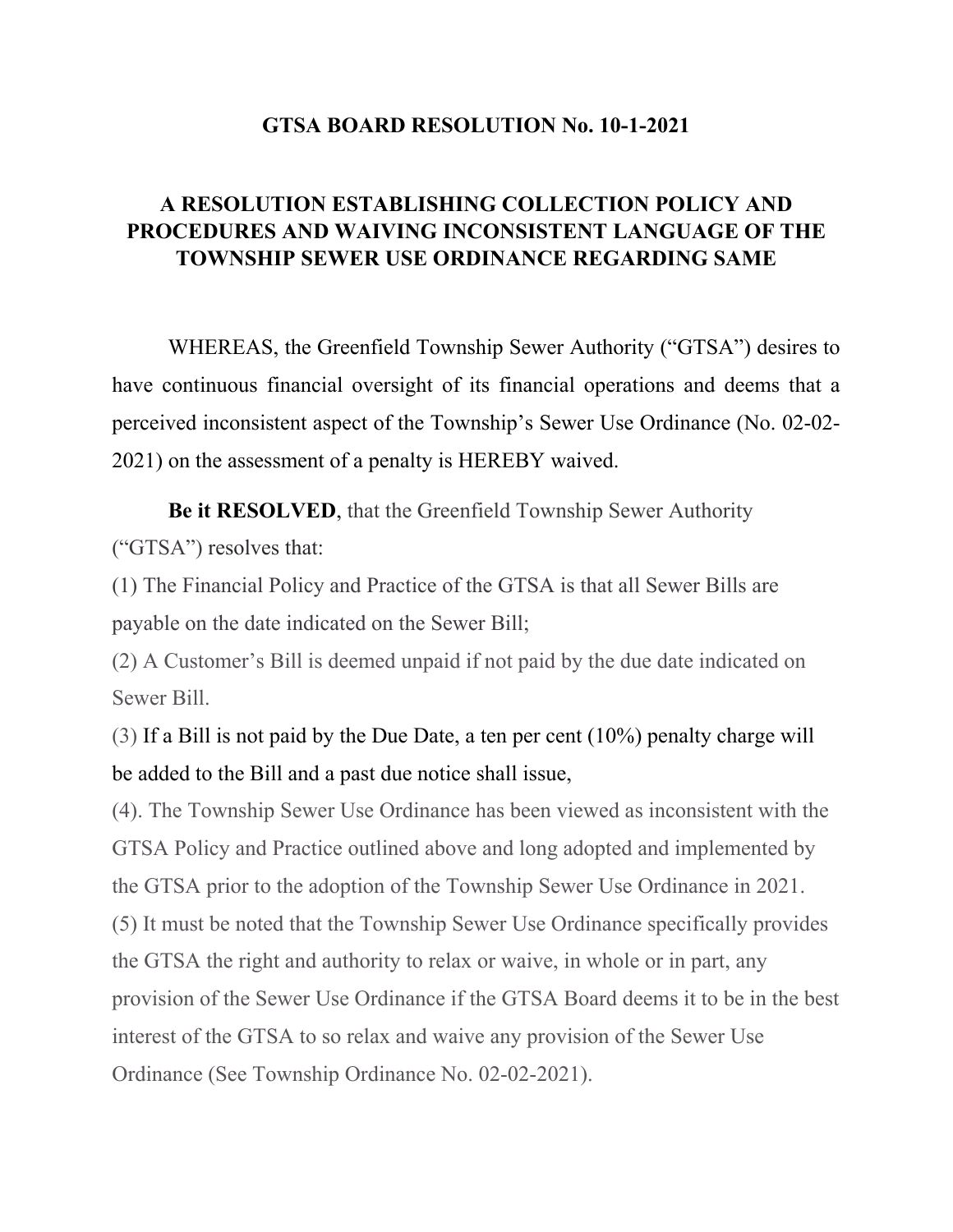# GTSA BOARD RESOLUTION No. 10-1-2021

## A RESOLUTION ESTABLISHING COLLECTION POLICY AND PROCEDURES AND WAIVING INCONSISTENT LANGUAGE OF THE TOWNSHIP SEWER USE ORDINANCE REGARDING SAME

WHEREAS, the Greenfield Township Sewer Authority ("GTSA") desires to have continuous financial oversight of its financial operations and deems that a perceived inconsistent aspect of the Township's Sewer Use Ordinance (No. 02-02-2021) on the assessment of a penalty is HEREBY waived.

**Be it RESOLVED**, that the Greenfield Township Sewer Authority ("GTSA") resolves that:

(1) The Financial Policy and Practice of the GTSA is that all Sewer Bills are payable on the date indicated on the Sewer Bill;

(2) A Customer's Bill is deemed unpaid if not paid by the due date indicated on Sewer Bill.

(3) If a Bill is not paid by the Due Date, a ten per cent (10%) penalty charge will be added to the Bill and a past due notice shall issue,

(4). The Township Sewer Use Ordinance has been viewed as inconsistent with the GTSA Policy and Practice outlined above and long adopted and implemented by the GTSA prior to the adoption of the Township Sewer Use Ordinance in 2021.

(5) It must be noted that the Township Sewer Use Ordinance specifically provides the GTSA the right and authority to relax or waive, in whole or in part, any provision of the Sewer Use Ordinance if the GTSA Board deems it to be in the best interest of the GTSA to so relax and waive any provision of the Sewer Use Ordinance (See Township Ordinance No. 02-02-2021).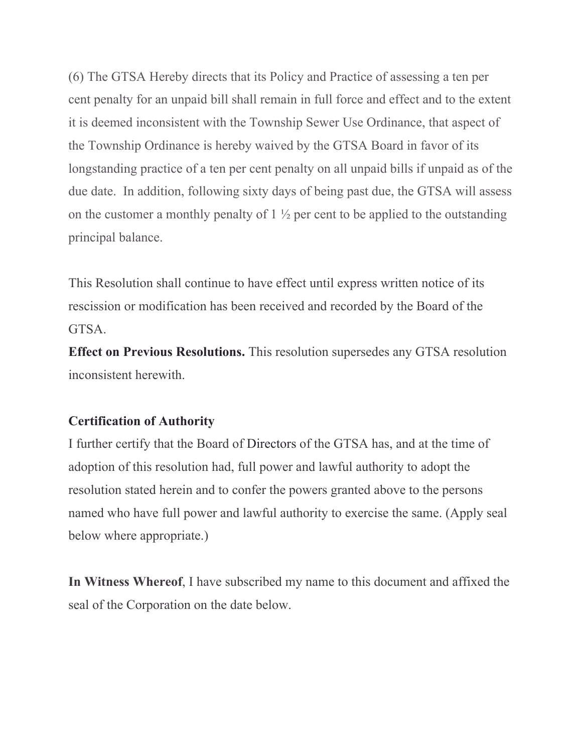(6) The GTSA Hereby directs that its Policy and Practice of assessing a ten per cent penalty for an unpaid bill shall remain in full force and effect and to the extent it is deemed inconsistent with the Township Sewer Use Ordinance, that aspect of the Township Ordinance is hereby waived by the GTSA Board in favor of its longstanding practice of a ten per cent penalty on all unpaid bills if unpaid as of the due date. In addition, following sixty days of being past due, the GTSA will assess on the customer a monthly penalty of 1 ½ per cent to be applied to the outstanding principal balance.

This Resolution shall continue to have effect until express written notice of its rescission or modification has been received and recorded by the Board of the GTSA.

**Effect on Previous Resolutions.** This resolution supersedes any GTSA resolution inconsistent herewith.

**Certification of Authority**

I further certify that the Board of Directors of the GTSA has, and at the time of adoption of this resolution had, full power and lawful authority to adopt the resolution stated herein and to confer the powers granted above to the persons named who have full power and lawful authority to exercise the same. (Apply seal below where appropriate.)

**In Witness Whereof**, I have subscribed my name to this document and affixed the seal of the Corporation on the date below.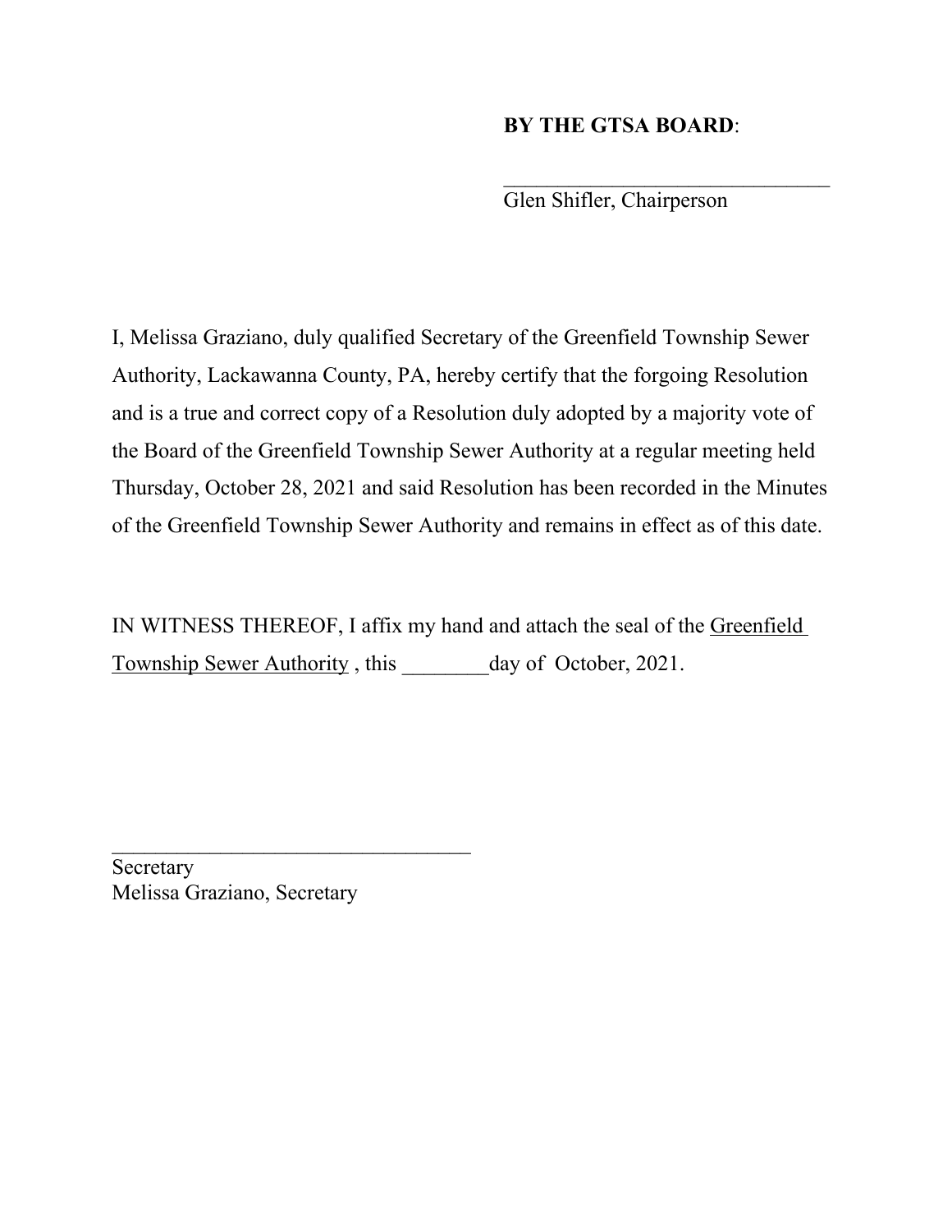**BY THE GTSA BOARD**:

_______________________________
Glen Shifler, Chairperson

I, Melissa Graziano, duly qualified Secretary of the Greenfield Township Sewer Authority, Lackawanna County, PA, hereby certify that the forgoing Resolution and is a true and correct copy of a Resolution duly adopted by a majority vote of the Board of the Greenfield Township Sewer Authority at a regular meeting held Thursday, October 28, 2021 and said Resolution has been recorded in the Minutes of the Greenfield Township Sewer Authority and remains in effect as of this date.

IN WITNESS THEREOF, I affix my hand and attach the seal of the Greenfield Township Sewer Authority , this ________day of October, 2021.

__________________________________
Secretary
Melissa Graziano, Secretary